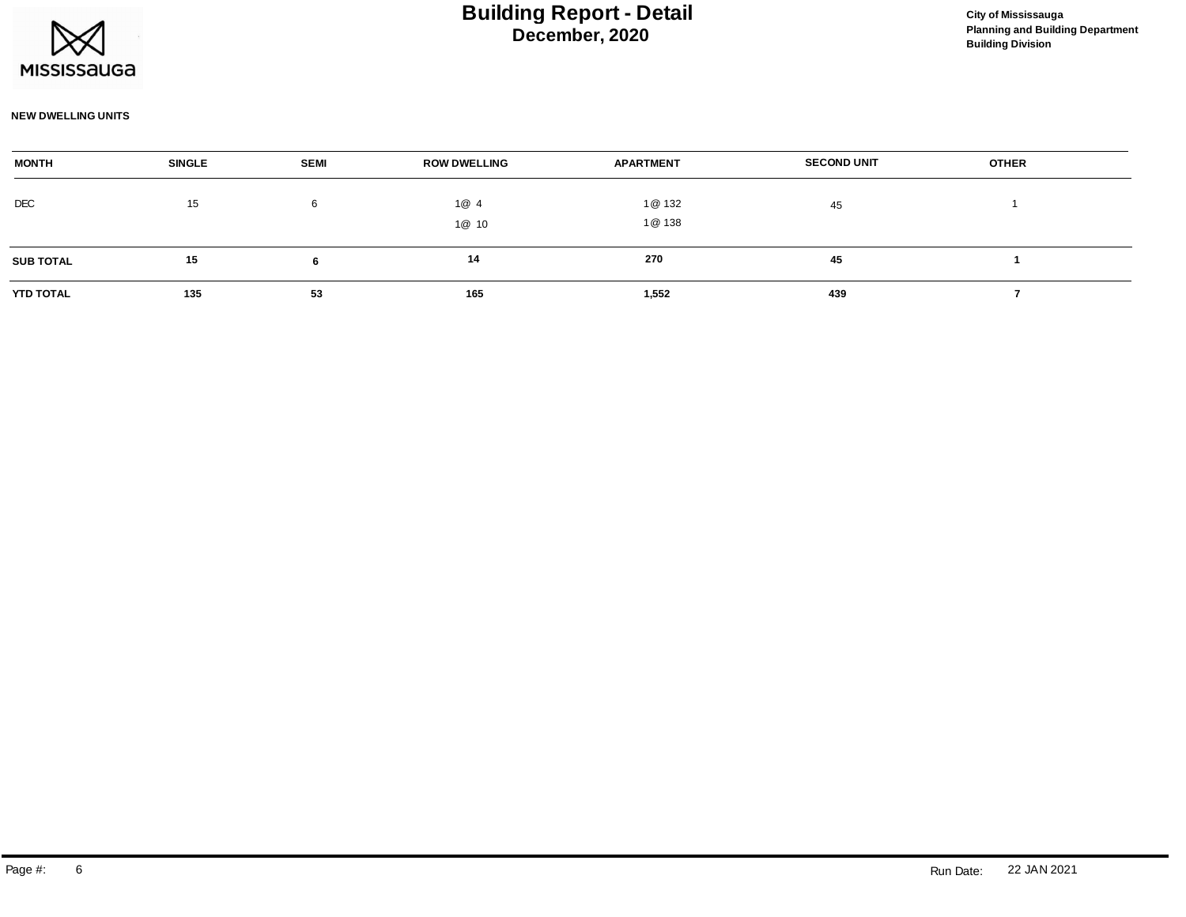# Building Report - Detail

## December, 2020

City of Mississauga
Planning and Building Department
Building Division

**NEW DWELLING UNITS**

| MONTH | SINGLE | SEMI | ROW DWELLING | APARTMENT | SECOND UNIT | OTHER |
|---|---|---|---|---|---|---|
| DEC | 15 | 6 | 1@ 4<br>1@ 10 | 1@ 132<br>1@ 138 | 45 | 1 |
| **SUB TOTAL** | **15** | **6** | **14** | **270** | **45** | **1** |
| **YTD TOTAL** | **135** | **53** | **165** | **1,552** | **439** | **7** |

Run Date: 22 JAN 2021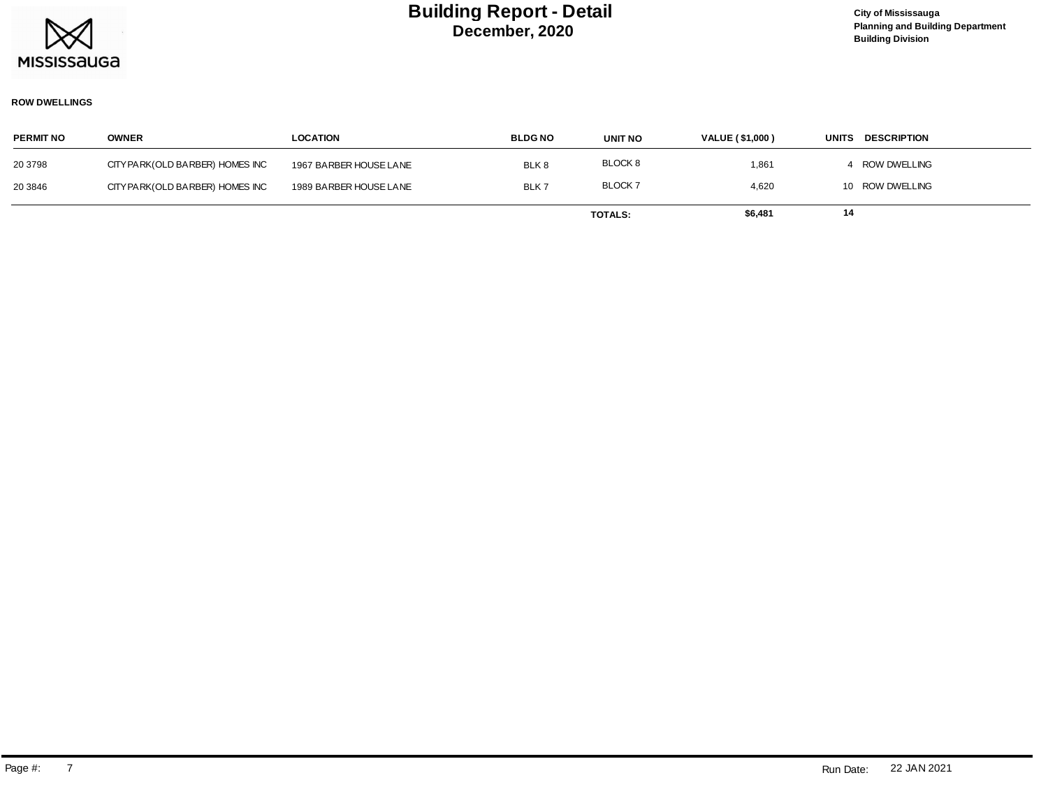# Building Report - Detail
## December, 2020

City of Mississauga
Planning and Building Department
Building Division

**ROW DWELLINGS**

| PERMIT NO | OWNER | LOCATION | BLDG NO | UNIT NO | VALUE ( $1,000 ) | UNITS | DESCRIPTION |
|---|---|---|---|---|---|---|---|
| 20 3798 | CITYPARK(OLD BARBER) HOMES INC | 1967 BARBER HOUSE LANE | BLK 8 | BLOCK 8 | 1,861 | 4 | ROW DWELLING |
| 20 3846 | CITYPARK(OLD BARBER) HOMES INC | 1989 BARBER HOUSE LANE | BLK 7 | BLOCK 7 | 4,620 | 10 | ROW DWELLING |
| | | | | **TOTALS:** | **$6,481** | **14** | |

Run Date: 22 JAN 2021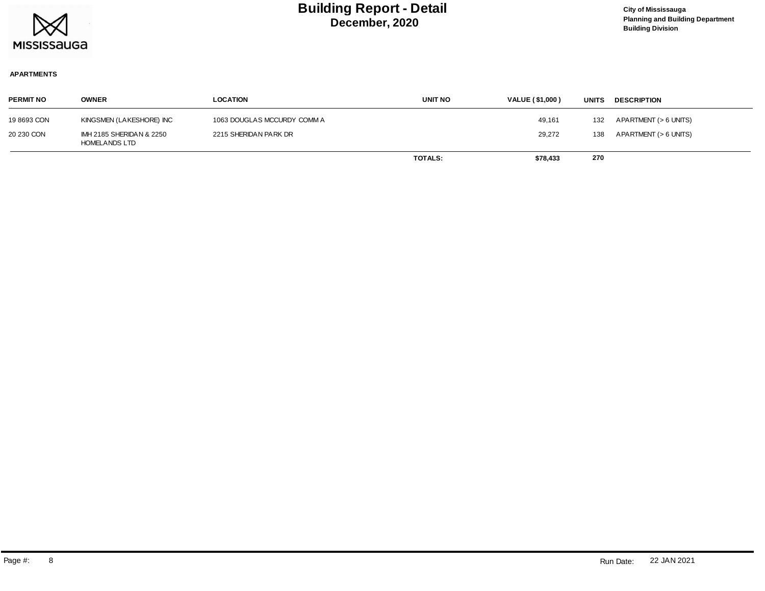# Building Report - Detail

## December, 2020

City of Mississauga
Planning and Building Department
Building Division

**APARTMENTS**

| PERMIT NO | OWNER | LOCATION | UNIT NO | VALUE ( $1,000 ) | UNITS | DESCRIPTION |
|---|---|---|---|---|---|---|
| 19 8693 CON | KINGSMEN (LAKESHORE) INC | 1063 DOUGLAS MCCURDY COMM A | | 49,161 | 132 | APARTMENT (> 6 UNITS) |
| 20 230 CON | IMH 2185 SHERIDAN & 2250 HOMELANDS LTD | 2215 SHERIDAN PARK DR | | 29,272 | 138 | APARTMENT (> 6 UNITS) |
| | | | **TOTALS:** | **$78,433** | **270** | |

Run Date: 22 JAN 2021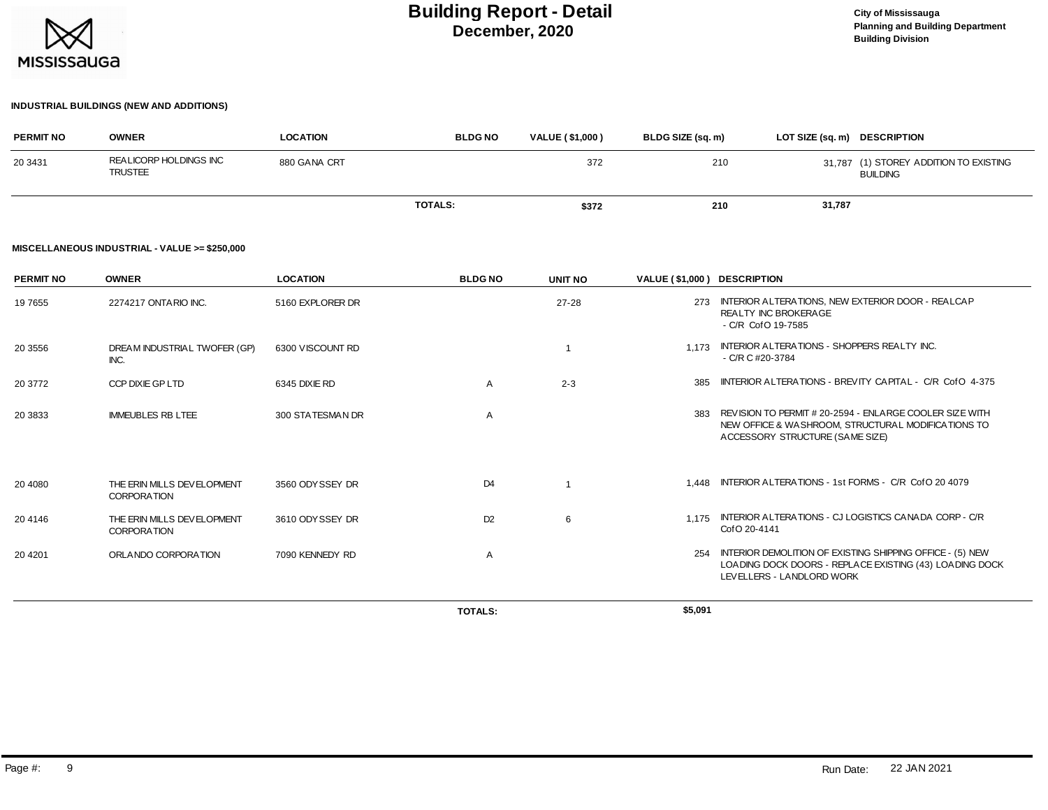# Building Report - Detail

## December, 2020

City of Mississauga
Planning and Building Department
Building Division

### INDUSTRIAL BUILDINGS (NEW AND ADDITIONS)

| PERMIT NO | OWNER | LOCATION | BLDG NO | VALUE ( $1,000 ) | BLDG SIZE (sq. m) | LOT SIZE (sq. m) | DESCRIPTION |
|---|---|---|---|---|---|---|---|
| 20 3431 | REALICORP HOLDINGS INC TRUSTEE | 880 GANA CRT | | 372 | 210 | 31,787 | (1) STOREY ADDITION TO EXISTING BUILDING |
| | | | **TOTALS:** | **$372** | **210** | **31,787** | |

### MISCELLANEOUS INDUSTRIAL - VALUE >= $250,000

| PERMIT NO | OWNER | LOCATION | BLDG NO | UNIT NO | VALUE ( $1,000 ) | DESCRIPTION |
|---|---|---|---|---|---|---|
| 19 7655 | 2274217 ONTARIO INC. | 5160 EXPLORER DR | | 27-28 | 273 | INTERIOR ALTERATIONS, NEW EXTERIOR DOOR - REALCAP REALTY INC BROKERAGE - C/R CofO 19-7585 |
| 20 3556 | DREAM INDUSTRIAL TWOFER (GP) INC. | 6300 VISCOUNT RD | | 1 | 1,173 | INTERIOR ALTERATIONS - SHOPPERS REALTY INC. - C/R C #20-3784 |
| 20 3772 | CCP DIXIE GP LTD | 6345 DIXIE RD | A | 2-3 | 385 | IINTERIOR ALTERATIONS - BREVITY CAPITAL - C/R CofO 4-375 |
| 20 3833 | IMMEUBLES RB LTEE | 300 STATESMAN DR | A | | 383 | REVISION TO PERMIT # 20-2594 - ENLARGE COOLER SIZE WITH NEW OFFICE & WASHROOM, STRUCTURAL MODIFICATIONS TO ACCESSORY STRUCTURE (SAME SIZE) |
| 20 4080 | THE ERIN MILLS DEVELOPMENT CORPORATION | 3560 ODYSSEY DR | D4 | 1 | 1,448 | INTERIOR ALTERATIONS - 1st FORMS - C/R CofO 20 4079 |
| 20 4146 | THE ERIN MILLS DEVELOPMENT CORPORATION | 3610 ODYSSEY DR | D2 | 6 | 1,175 | INTERIOR ALTERATIONS - CJ LOGISTICS CANADA CORP - C/R CofO 20-4141 |
| 20 4201 | ORLANDO CORPORATION | 7090 KENNEDY RD | A | | 254 | INTERIOR DEMOLITION OF EXISTING SHIPPING OFFICE - (5) NEW LOADING DOCK DOORS - REPLACE EXISTING (43) LOADING DOCK LEVELLERS - LANDLORD WORK |
| | | | **TOTALS:** | | **$5,091** | |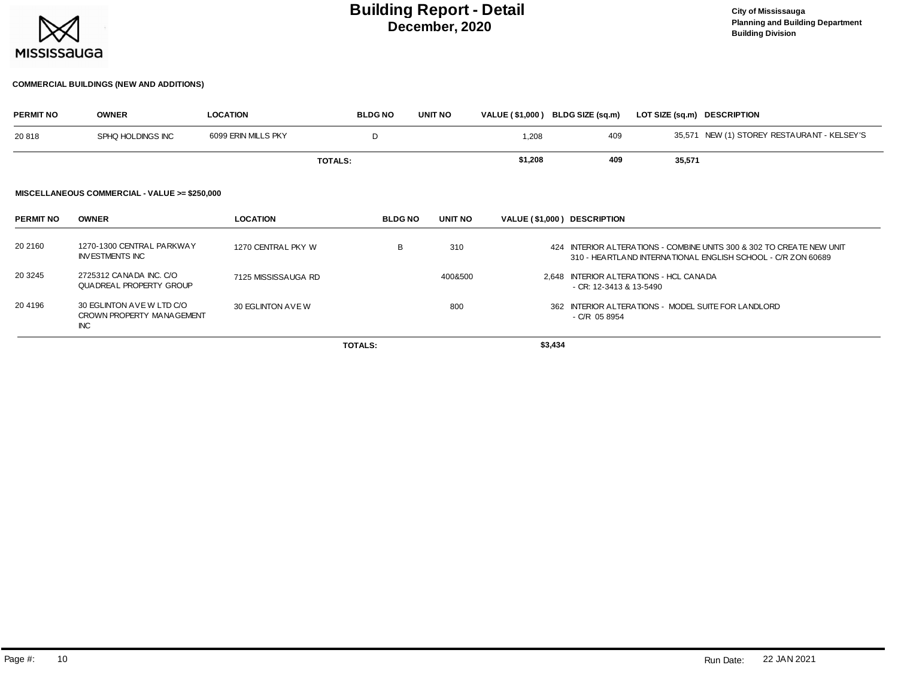# Building Report - Detail

## December, 2020

City of Mississauga
Planning and Building Department
Building Division

### COMMERCIAL BUILDINGS (NEW AND ADDITIONS)

| PERMIT NO | OWNER | LOCATION | BLDG NO | UNIT NO | VALUE ( $1,000 ) | BLDG SIZE (sq.m) | LOT SIZE (sq.m) | DESCRIPTION |
|---|---|---|---|---|---|---|---|---|
| 20 818 | SPHQ HOLDINGS INC | 6099 ERIN MILLS PKY | D | | 1,208 | 409 | 35,571 | NEW (1) STOREY RESTAURANT - KELSEY'S |
| | | TOTALS: | | | $1,208 | 409 | 35,571 | |

### MISCELLANEOUS COMMERCIAL - VALUE >= $250,000

| PERMIT NO | OWNER | LOCATION | BLDG NO | UNIT NO | VALUE ( $1,000 ) | DESCRIPTION |
|---|---|---|---|---|---|---|
| 20 2160 | 1270-1300 CENTRAL PARKWAY INVESTMENTS INC | 1270 CENTRAL PKY W | B | 310 | 424 | INTERIOR ALTERATIONS - COMBINE UNITS 300 & 302 TO CREATE NEW UNIT 310 - HEARTLAND INTERNATIONAL ENGLISH SCHOOL - C/R ZON 60689 |
| 20 3245 | 2725312 CANADA INC. C/O QUADREAL PROPERTY GROUP | 7125 MISSISSAUGA RD | | 400&500 | 2,648 | INTERIOR ALTERATIONS - HCL CANADA - CR: 12-3413 & 13-5490 |
| 20 4196 | 30 EGLINTON AVE W LTD C/O CROWN PROPERTY MANAGEMENT INC | 30 EGLINTON AVE W | | 800 | 362 | INTERIOR ALTERATIONS - MODEL SUITE FOR LANDLORD - C/R 05 8954 |
| | | TOTALS: | | | $3,434 | |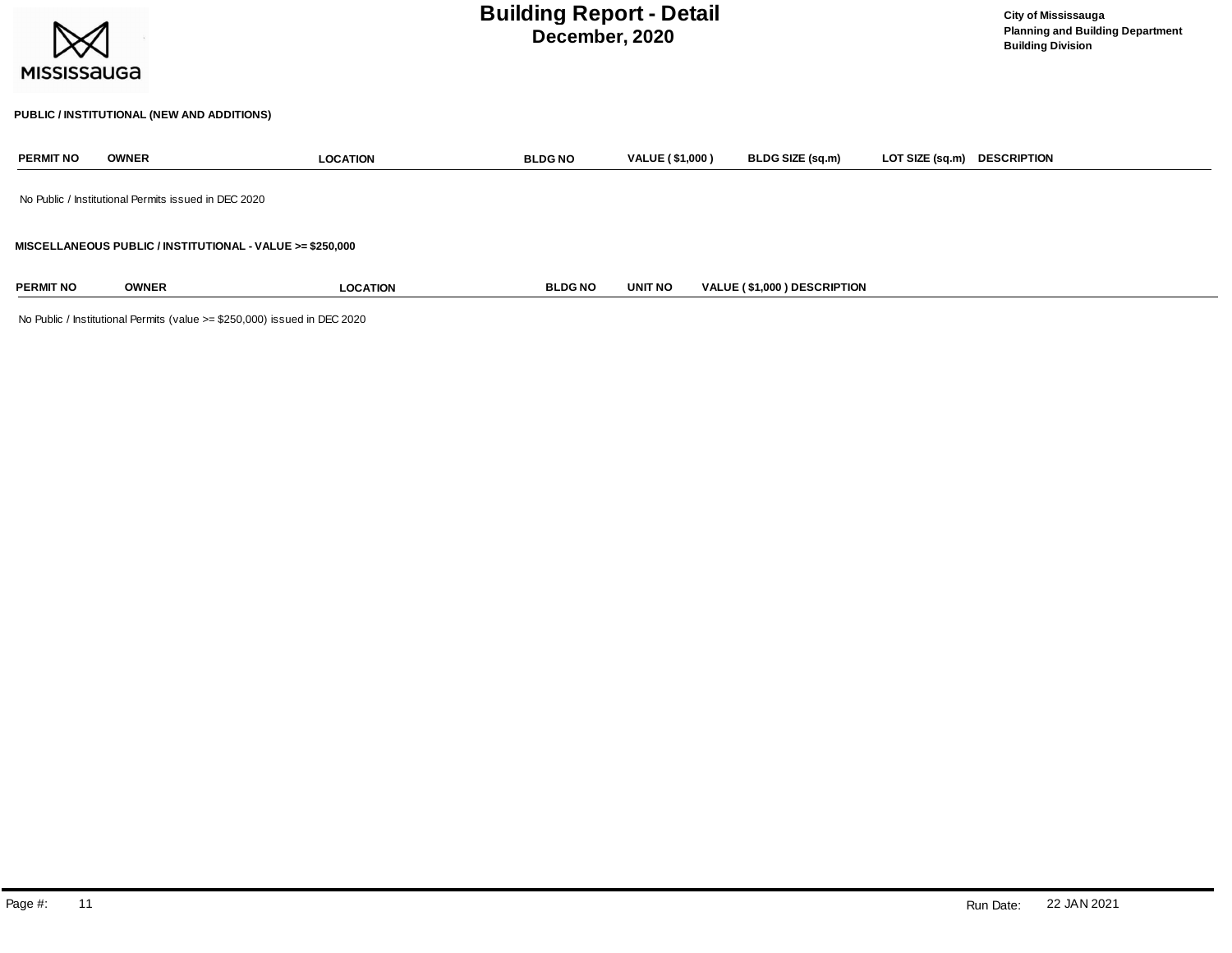# Building Report - Detail
## December, 2020

City of Mississauga
Planning and Building Department
Building Division

### PUBLIC / INSTITUTIONAL (NEW AND ADDITIONS)

| PERMIT NO | OWNER | LOCATION | BLDG NO | VALUE ( $1,000 ) | BLDG SIZE (sq.m) | LOT SIZE (sq.m) | DESCRIPTION |
|---|---|---|---|---|---|---|---|

No Public / Institutional Permits issued in DEC 2020

### MISCELLANEOUS PUBLIC / INSTITUTIONAL - VALUE >= $250,000

| PERMIT NO | OWNER | LOCATION | BLDG NO | UNIT NO | VALUE ( $1,000 ) | DESCRIPTION |
|---|---|---|---|---|---|---|

No Public / Institutional Permits (value >= $250,000) issued in DEC 2020

Run Date: 22 JAN 2021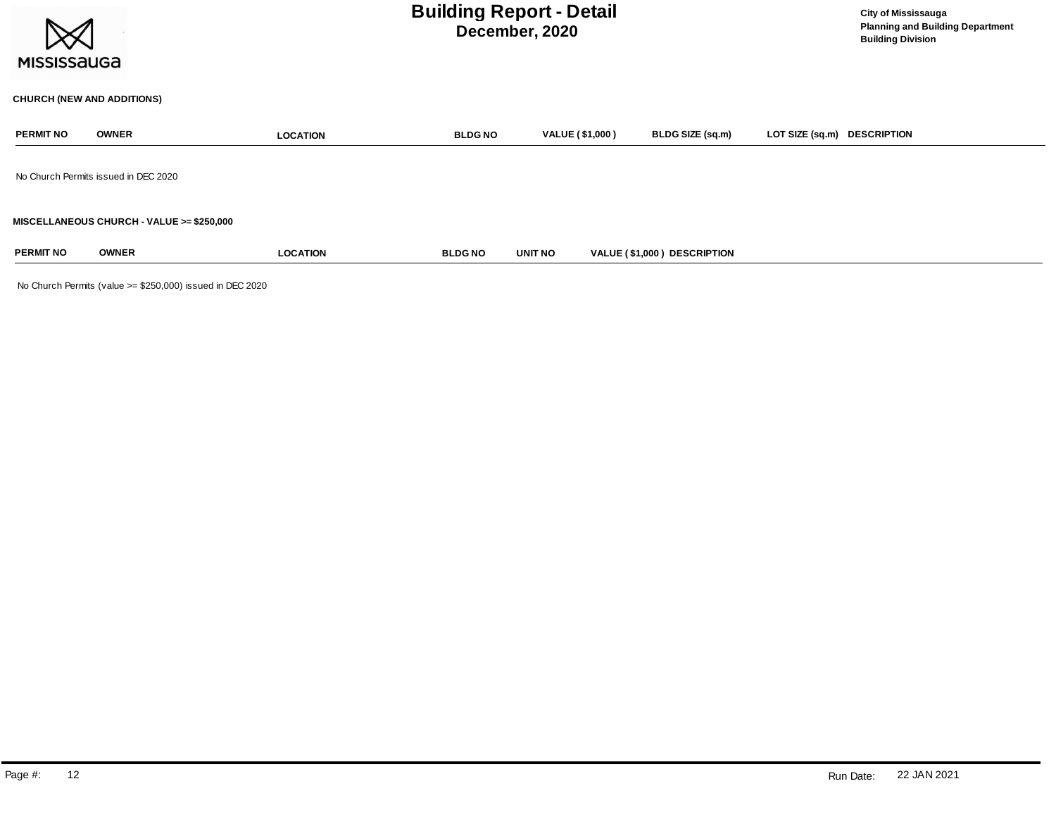# Building Report - Detail

## December, 2020

City of Mississauga
Planning and Building Department
Building Division

### CHURCH (NEW AND ADDITIONS)

| PERMIT NO | OWNER | LOCATION | BLDG NO | VALUE ( $1,000 ) | BLDG SIZE (sq.m) | LOT SIZE (sq.m) | DESCRIPTION |
|---|---|---|---|---|---|---|---|

No Church Permits issued in DEC 2020

### MISCELLANEOUS CHURCH - VALUE >= $250,000

| PERMIT NO | OWNER | LOCATION | BLDG NO | UNIT NO | VALUE ( $1,000 ) | DESCRIPTION |
|---|---|---|---|---|---|---|

No Church Permits (value >= $250,000) issued in DEC 2020

Run Date: 22 JAN 2021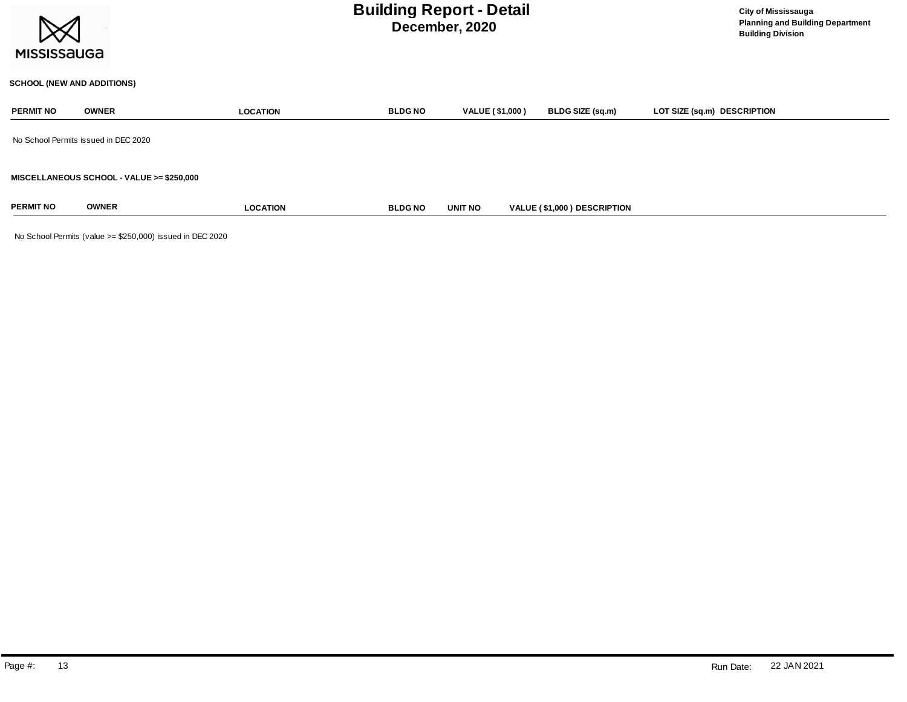# Building Report - Detail

## December, 2020

City of Mississauga
Planning and Building Department
Building Division

### SCHOOL (NEW AND ADDITIONS)

| PERMIT NO | OWNER | LOCATION | BLDG NO | VALUE ( $1,000 ) | BLDG SIZE (sq.m) | LOT SIZE (sq.m) | DESCRIPTION |
|---|---|---|---|---|---|---|---|

No School Permits issued in DEC 2020

### MISCELLANEOUS SCHOOL - VALUE >= $250,000

| PERMIT NO | OWNER | LOCATION | BLDG NO | UNIT NO | VALUE ( $1,000 ) | DESCRIPTION |
|---|---|---|---|---|---|---|

No School Permits (value >= $250,000) issued in DEC 2020

Run Date: 22 JAN 2021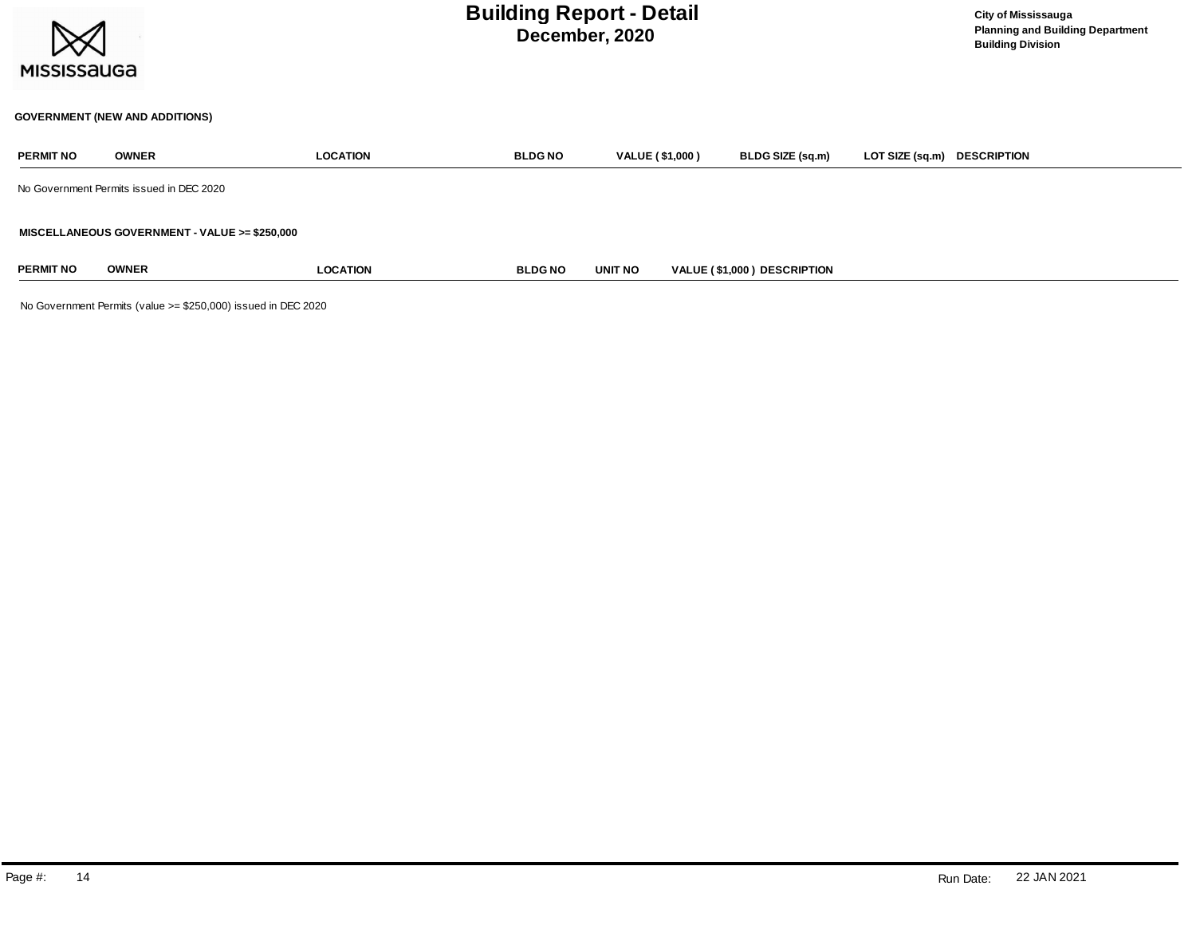# Building Report - Detail

## December, 2020

City of Mississauga
Planning and Building Department
Building Division

### GOVERNMENT (NEW AND ADDITIONS)

| PERMIT NO | OWNER | LOCATION | BLDG NO | VALUE ( $1,000 ) | BLDG SIZE (sq.m) | LOT SIZE (sq.m) | DESCRIPTION |
|---|---|---|---|---|---|---|---|

No Government Permits issued in DEC 2020

### MISCELLANEOUS GOVERNMENT - VALUE >= $250,000

| PERMIT NO | OWNER | LOCATION | BLDG NO | UNIT NO | VALUE ( $1,000 ) | DESCRIPTION |
|---|---|---|---|---|---|---|

No Government Permits (value >= $250,000) issued in DEC 2020

Run Date: 22 JAN 2021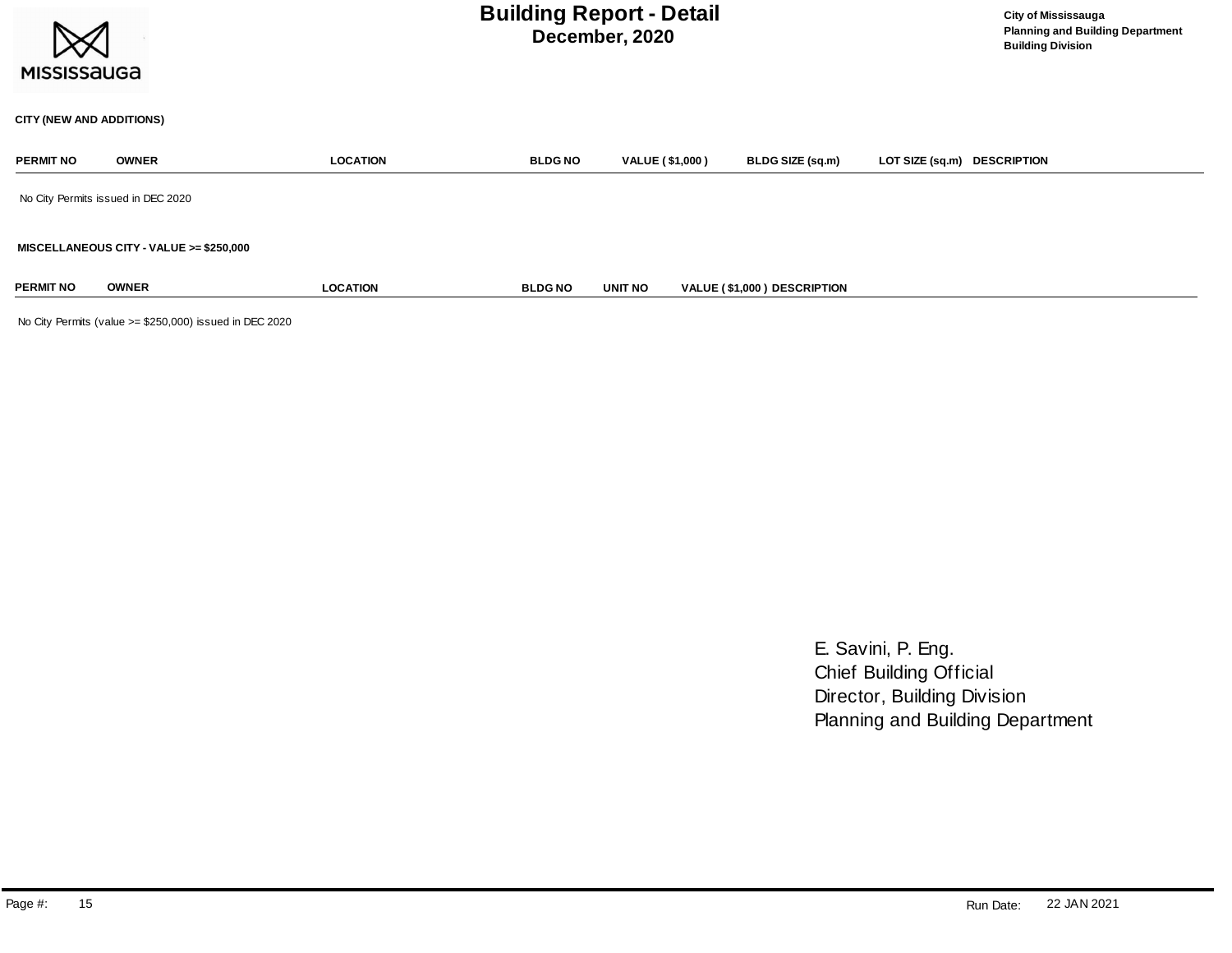# Building Report - Detail

**December, 2020**

**City of Mississauga**
**Planning and Building Department**
**Building Division**

**CITY (NEW AND ADDITIONS)**

| PERMIT NO | OWNER | LOCATION | BLDG NO | VALUE ( $1,000 ) | BLDG SIZE (sq.m) | LOT SIZE (sq.m) | DESCRIPTION |
|---|---|---|---|---|---|---|---|

No City Permits issued in DEC 2020

**MISCELLANEOUS CITY - VALUE >= $250,000**

| PERMIT NO | OWNER | LOCATION | BLDG NO | UNIT NO | VALUE ( $1,000 ) | DESCRIPTION |
|---|---|---|---|---|---|---|

No City Permits (value >= $250,000) issued in DEC 2020

E. Savini, P. Eng.
Chief Building Official
Director, Building Division
Planning and Building Department

Run Date: 22 JAN 2021